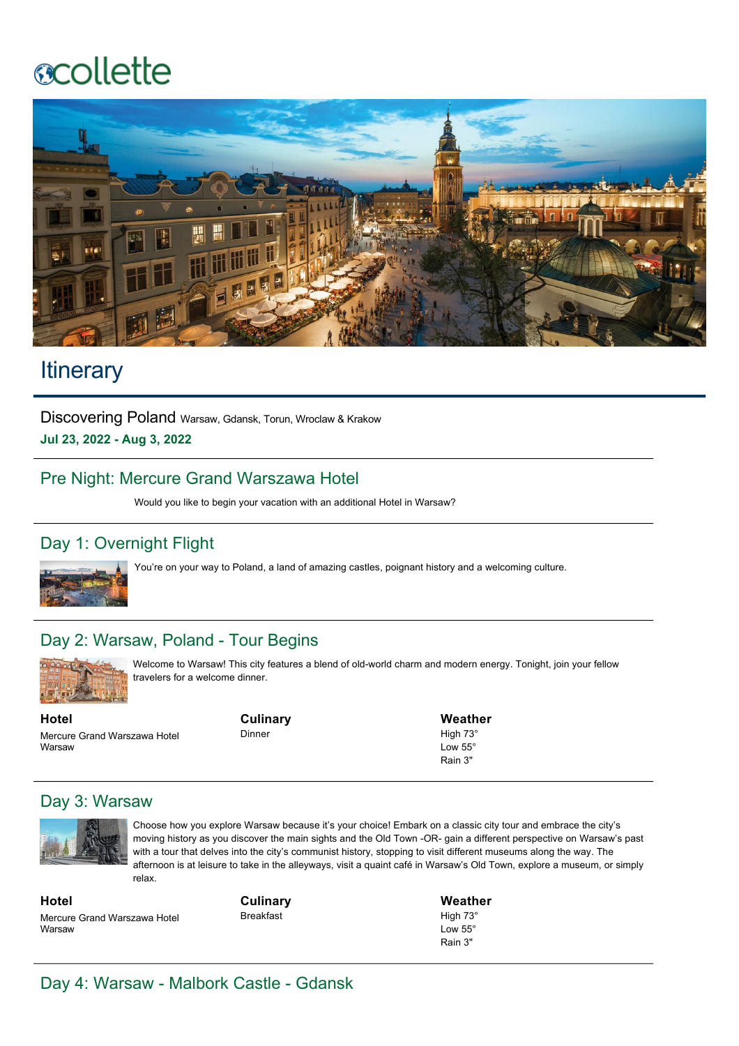collette

# Itinerary

Discovering Poland Warsaw, Gdansk, Torun, Wroclaw & Krakow

**Jul 23, 2022 - Aug 3, 2022**

## Pre Night: Mercure Grand Warszawa Hotel

Would you like to begin your vacation with an additional Hotel in Warsaw?

## Day 1: Overnight Flight

You're on your way to Poland, a land of amazing castles, poignant history and a welcoming culture.

## Day 2: Warsaw, Poland - Tour Begins

Welcome to Warsaw! This city features a blend of old-world charm and modern energy. Tonight, join your fellow travelers for a welcome dinner.

**Hotel**
Mercure Grand Warszawa Hotel
Warsaw

**Culinary**
Dinner

**Weather**
High 73°
Low 55°
Rain 3"

## Day 3: Warsaw

Choose how you explore Warsaw because it's your choice! Embark on a classic city tour and embrace the city's moving history as you discover the main sights and the Old Town -OR- gain a different perspective on Warsaw's past with a tour that delves into the city's communist history, stopping to visit different museums along the way. The afternoon is at leisure to take in the alleyways, visit a quaint café in Warsaw's Old Town, explore a museum, or simply relax.

**Hotel**
Mercure Grand Warszawa Hotel
Warsaw

**Culinary**
Breakfast

**Weather**
High 73°
Low 55°
Rain 3"

## Day 4: Warsaw - Malbork Castle - Gdansk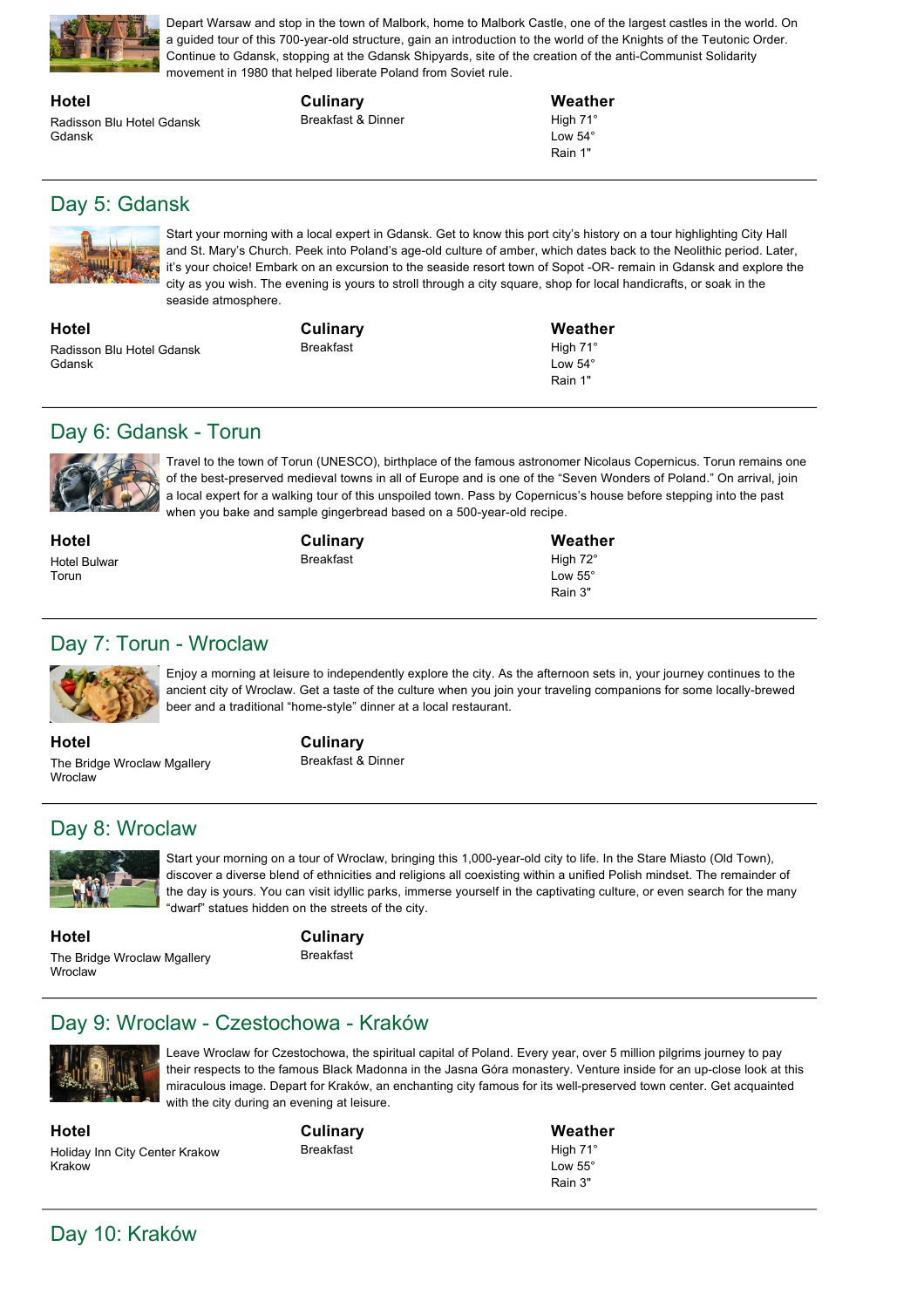Depart Warsaw and stop in the town of Malbork, home to Malbork Castle, one of the largest castles in the world. On a guided tour of this 700-year-old structure, gain an introduction to the world of the Knights of the Teutonic Order. Continue to Gdansk, stopping at the Gdansk Shipyards, site of the creation of the anti-Communist Solidarity movement in 1980 that helped liberate Poland from Soviet rule.

**Hotel**
Radisson Blu Hotel Gdansk
Gdansk

**Culinary**
Breakfast & Dinner

**Weather**
High 71°
Low 54°
Rain 1"

---

## Day 5: Gdansk

Start your morning with a local expert in Gdansk. Get to know this port city's history on a tour highlighting City Hall and St. Mary's Church. Peek into Poland's age-old culture of amber, which dates back to the Neolithic period. Later, it's your choice! Embark on an excursion to the seaside resort town of Sopot -OR- remain in Gdansk and explore the city as you wish. The evening is yours to stroll through a city square, shop for local handicrafts, or soak in the seaside atmosphere.

**Hotel**
Radisson Blu Hotel Gdansk
Gdansk

**Culinary**
Breakfast

**Weather**
High 71°
Low 54°
Rain 1"

---

## Day 6: Gdansk - Torun

Travel to the town of Torun (UNESCO), birthplace of the famous astronomer Nicolaus Copernicus. Torun remains one of the best-preserved medieval towns in all of Europe and is one of the "Seven Wonders of Poland." On arrival, join a local expert for a walking tour of this unspoiled town. Pass by Copernicus's house before stepping into the past when you bake and sample gingerbread based on a 500-year-old recipe.

**Hotel**
Hotel Bulwar
Torun

**Culinary**
Breakfast

**Weather**
High 72°
Low 55°
Rain 3"

---

## Day 7: Torun - Wroclaw

Enjoy a morning at leisure to independently explore the city. As the afternoon sets in, your journey continues to the ancient city of Wroclaw. Get a taste of the culture when you join your traveling companions for some locally-brewed beer and a traditional "home-style" dinner at a local restaurant.

**Hotel**
The Bridge Wroclaw Mgallery
Wroclaw

**Culinary**
Breakfast & Dinner

---

## Day 8: Wroclaw

Start your morning on a tour of Wroclaw, bringing this 1,000-year-old city to life. In the Stare Miasto (Old Town), discover a diverse blend of ethnicities and religions all coexisting within a unified Polish mindset. The remainder of the day is yours. You can visit idyllic parks, immerse yourself in the captivating culture, or even search for the many "dwarf" statues hidden on the streets of the city.

**Hotel**
The Bridge Wroclaw Mgallery
Wroclaw

**Culinary**
Breakfast

---

## Day 9: Wroclaw - Czestochowa - Kraków

Leave Wroclaw for Czestochowa, the spiritual capital of Poland. Every year, over 5 million pilgrims journey to pay their respects to the famous Black Madonna in the Jasna Góra monastery. Venture inside for an up-close look at this miraculous image. Depart for Kraków, an enchanting city famous for its well-preserved town center. Get acquainted with the city during an evening at leisure.

**Hotel**
Holiday Inn City Center Krakow
Krakow

**Culinary**
Breakfast

**Weather**
High 71°
Low 55°
Rain 3"

---

## Day 10: Kraków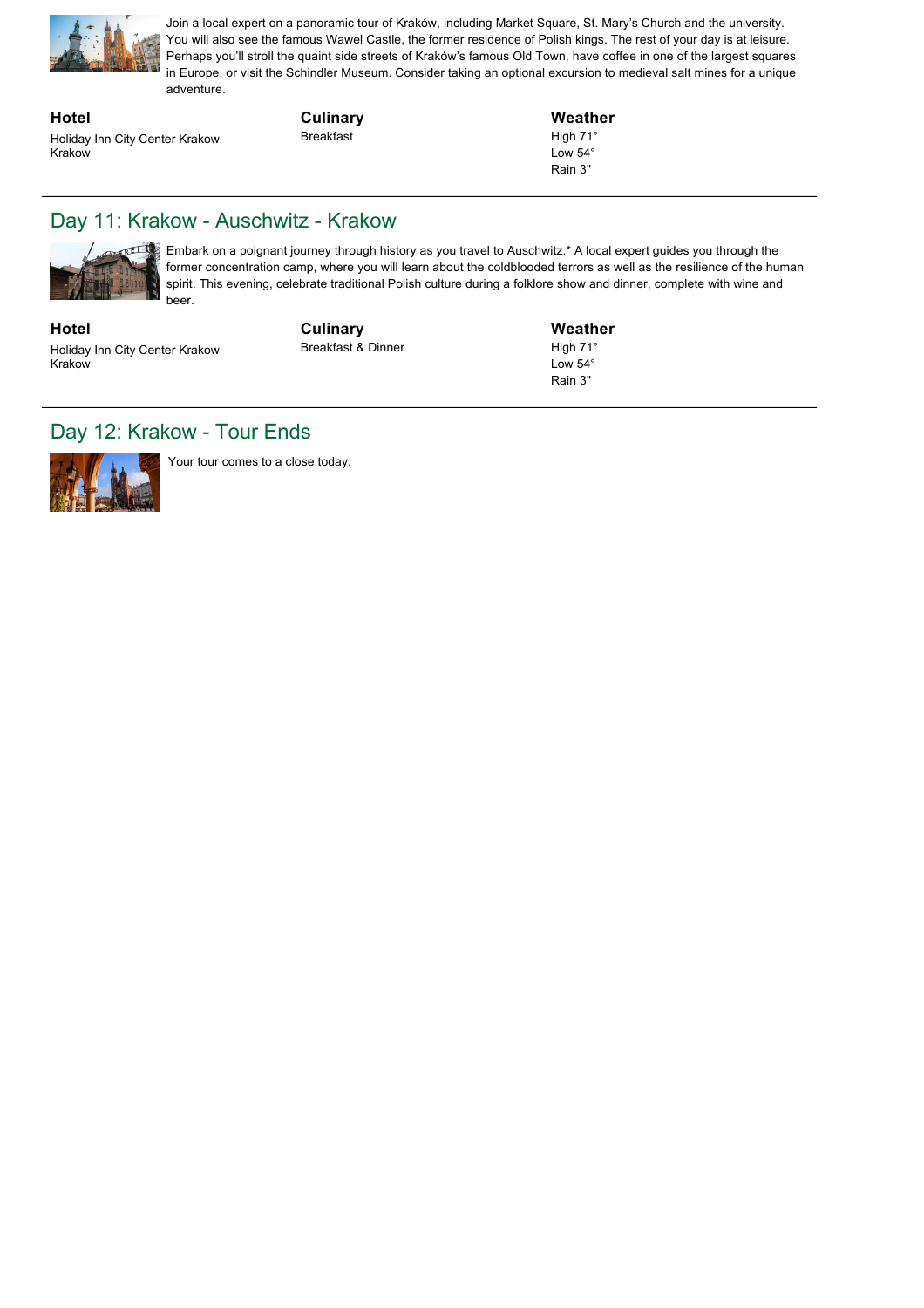Join a local expert on a panoramic tour of Kraków, including Market Square, St. Mary's Church and the university. You will also see the famous Wawel Castle, the former residence of Polish kings. The rest of your day is at leisure. Perhaps you'll stroll the quaint side streets of Kraków's famous Old Town, have coffee in one of the largest squares in Europe, or visit the Schindler Museum. Consider taking an optional excursion to medieval salt mines for a unique adventure.

**Hotel**
Holiday Inn City Center Krakow
Krakow

**Culinary**
Breakfast

**Weather**
High 71°
Low 54°
Rain 3"

## Day 11: Krakow - Auschwitz - Krakow

Embark on a poignant journey through history as you travel to Auschwitz.* A local expert guides you through the former concentration camp, where you will learn about the coldblooded terrors as well as the resilience of the human spirit. This evening, celebrate traditional Polish culture during a folklore show and dinner, complete with wine and beer.

**Hotel**
Holiday Inn City Center Krakow
Krakow

**Culinary**
Breakfast & Dinner

**Weather**
High 71°
Low 54°
Rain 3"

## Day 12: Krakow - Tour Ends

Your tour comes to a close today.